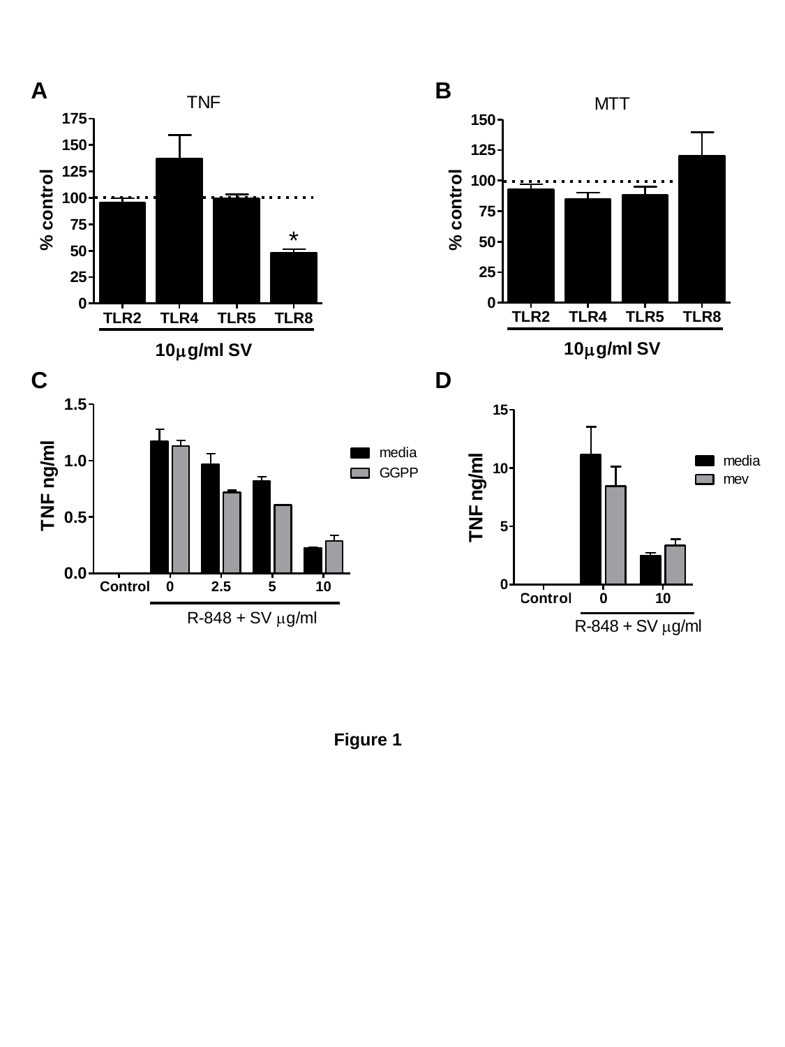Figure 1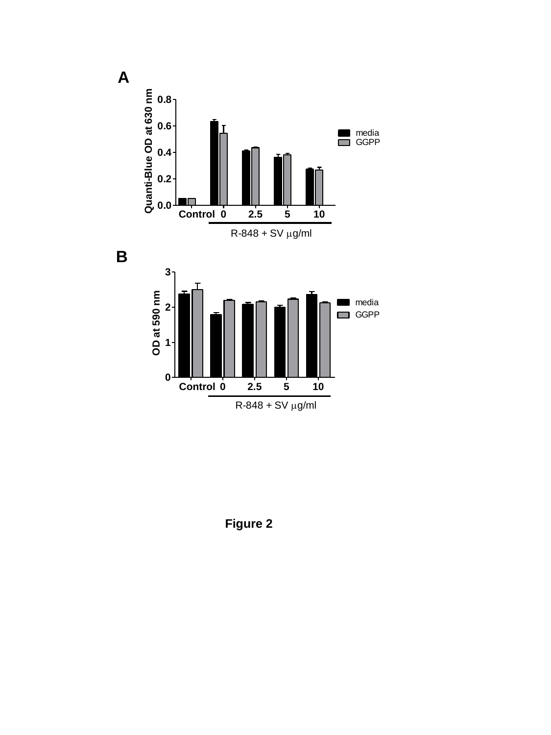**A**

**B**

**Figure 2**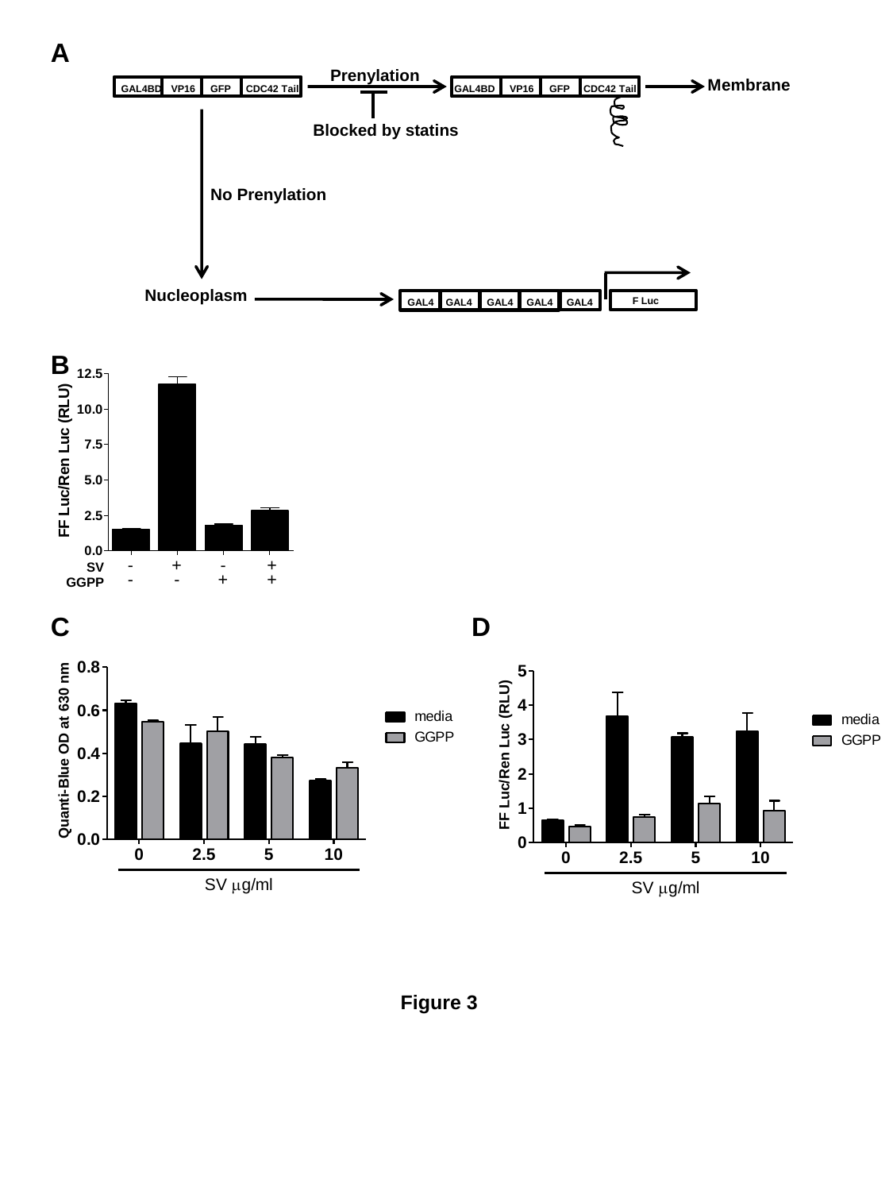**A**

Prenylation

GAL4BD | VP16 | GFP | CDC42 Tail → GAL4BD | VP16 | GFP | CDC42 Tail → Membrane

Blocked by statins

No Prenylation

Nucleoplasm → GAL4 | GAL4 | GAL4 | GAL4 | GAL4 | F Luc

**B**

FF Luc/Ren Luc (RLU)

| SV | - | + | - | + |
|---|---|---|---|---|
| GGPP | - | - | + | + |

**C**

Quanti-Blue OD at 630 nm

SV μg/ml: 0, 2.5, 5, 10

media / GGPP

**D**

FF Luc/Ren Luc (RLU)

SV μg/ml: 0, 2.5, 5, 10

media / GGPP

**Figure 3**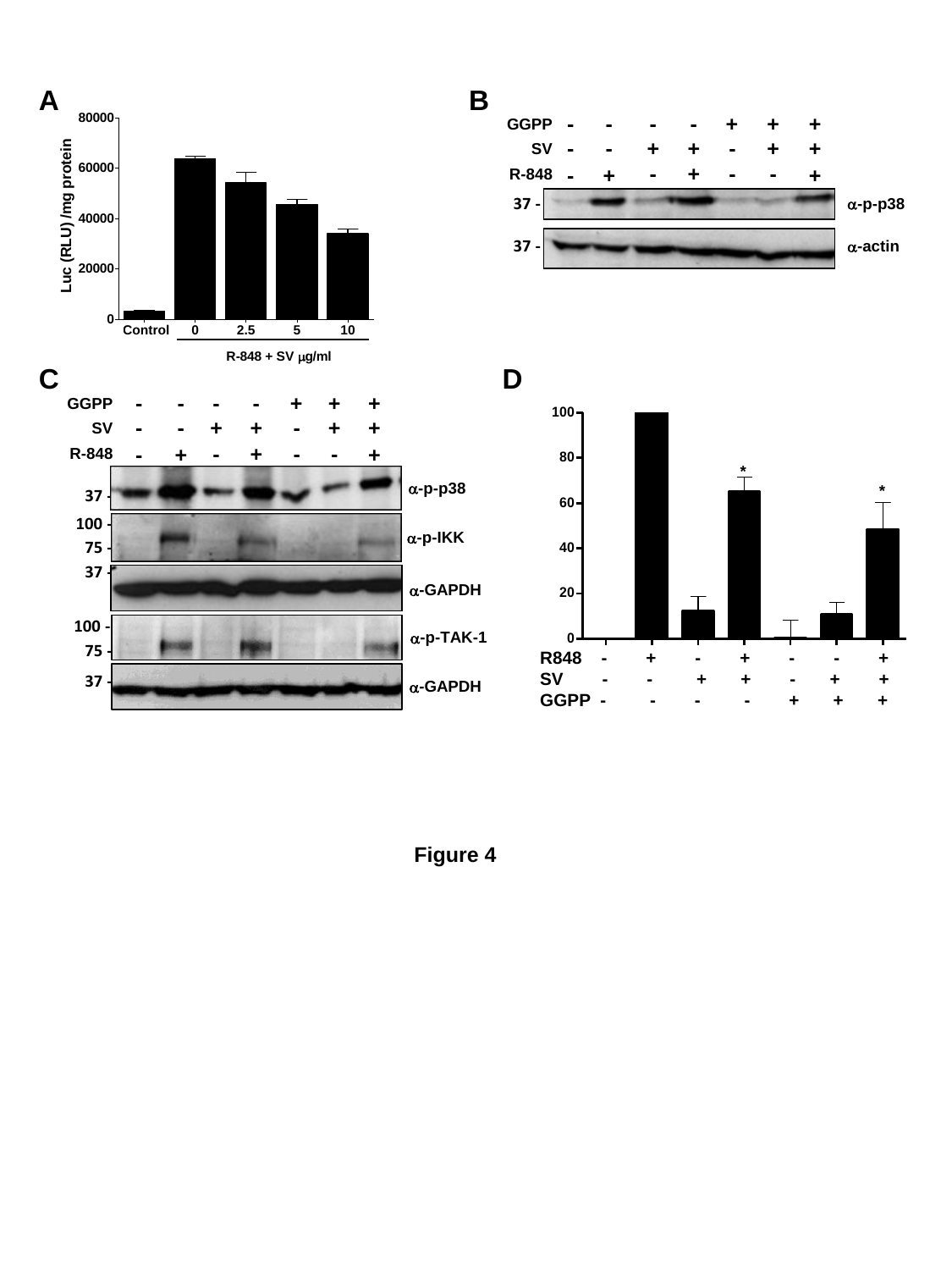Figure 4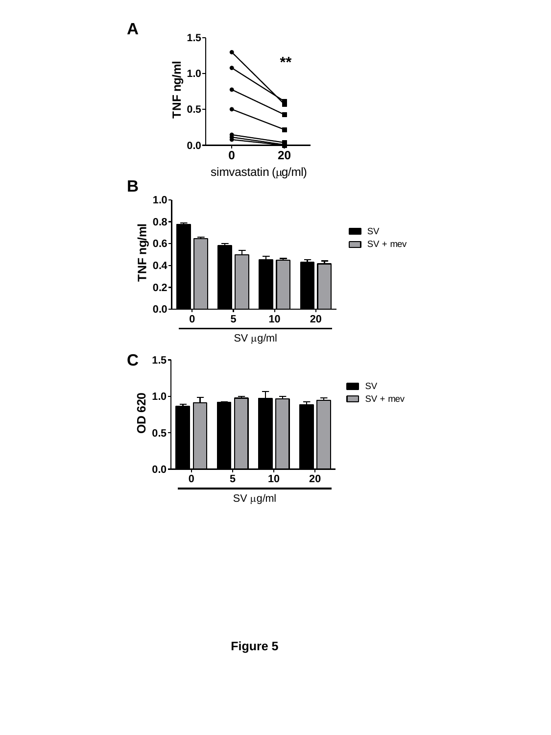A

1.5

**

1.0

TNF ng/ml

0.5

0.0

0

20

simvastatin (μg/ml)

B

1.0

0.8

0.6

TNF ng/ml

0.4

0.2

0.0

0

5

10

20

SV μg/ml

SV

SV + mev

C

1.5

1.0

OD 620

0.5

0.0

0

5

10

20

SV μg/ml

SV

SV + mev

**Figure 5**